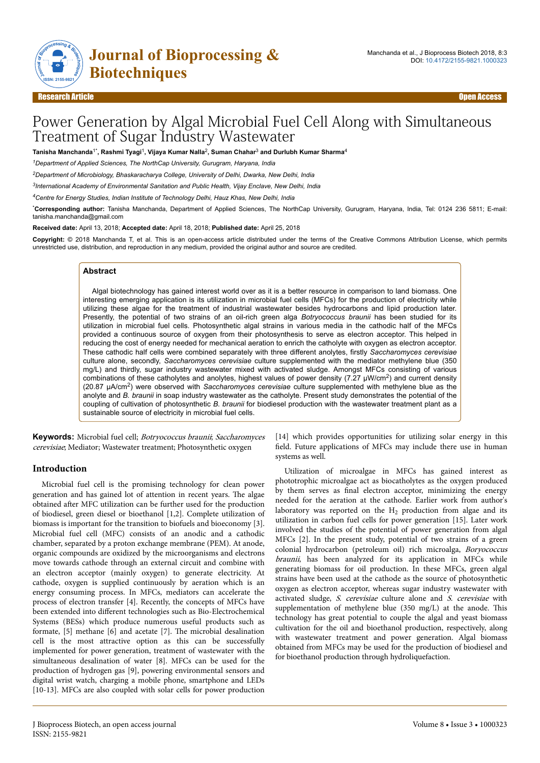# Power Generation by Algal Microbial Fuel Cell Along with Simultaneous Treatment of Sugar Industry Wastewater

**Tanisha Manchanda[1*], Rashmi Tyagi[1], Vijaya Kumar Nalla[2], Suman Chahar[3] and Durlubh Kumar Sharma[4]**

[1]*Department of Applied Sciences, The NorthCap University, Gurugram, Haryana, India*

[2]*Department of Microbiology, Bhaskaracharya College, University of Delhi, Dwarka, New Delhi, India*

[3]*International Academy of Environmental Sanitation and Public Health, Vijay Enclave, New Delhi, India*

[4]*Centre for Energy Studies, Indian Institute of Technology Delhi, Hauz Khas, New Delhi, India*

***Corresponding author:** Tanisha Manchanda, Department of Applied Sciences, The NorthCap University, Gurugram, Haryana, India, Tel: 0124 236 5811; E-mail: tanisha.manchanda@gmail.com

**Received date:** April 13, 2018; **Accepted date:** April 18, 2018; **Published date:** April 25, 2018

**Copyright:** © 2018 Manchanda T, et al. This is an open-access article distributed under the terms of the Creative Commons Attribution License, which permits unrestricted use, distribution, and reproduction in any medium, provided the original author and source are credited.

## Abstract

Algal biotechnology has gained interest world over as it is a better resource in comparison to land biomass. One interesting emerging application is its utilization in microbial fuel cells (MFCs) for the production of electricity while utilizing these algae for the treatment of industrial wastewater besides hydrocarbons and lipid production later. Presently, the potential of two strains of an oil-rich green alga *Botryococcus braunii* has been studied for its utilization in microbial fuel cells. Photosynthetic algal strains in various media in the cathodic half of the MFCs provided a continuous source of oxygen from their photosynthesis to serve as electron acceptor. This helped in reducing the cost of energy needed for mechanical aeration to enrich the catholyte with oxygen as electron acceptor. These cathodic half cells were combined separately with three different anolytes, firstly *Saccharomyces cerevisiae* culture alone, secondly, *Saccharomyces cerevisiae* culture supplemented with the mediator methylene blue (350 mg/L) and thirdly, sugar industry wastewater mixed with activated sludge. Amongst MFCs consisting of various combinations of these catholytes and anolytes, highest values of power density (7.27 μW/cm$^2$) and current density (20.87 μA/cm$^2$) were observed with *Saccharomyces cerevisiae* culture supplemented with methylene blue as the anolyte and *B. braunii* in soap industry wastewater as the catholyte. Present study demonstrates the potential of the coupling of cultivation of photosynthetic *B. braunii* for biodiesel production with the wastewater treatment plant as a sustainable source of electricity in microbial fuel cells.

**Keywords:** Microbial fuel cell; *Botryococcus braunii*; *Saccharomyces cerevisiae*; Mediator; Wastewater treatment; Photosynthetic oxygen

## Introduction

Microbial fuel cell is the promising technology for clean power generation and has gained lot of attention in recent years. The algae obtained after MFC utilization can be further used for the production of biodiesel, green diesel or bioethanol [1,2]. Complete utilization of biomass is important for the transition to biofuels and bioeconomy [3]. Microbial fuel cell (MFC) consists of an anodic and a cathodic chamber, separated by a proton exchange membrane (PEM). At anode, organic compounds are oxidized by the microorganisms and electrons move towards cathode through an external circuit and combine with an electron acceptor (mainly oxygen) to generate electricity. At cathode, oxygen is supplied continuously by aeration which is an energy consuming process. In MFCs, mediators can accelerate the process of electron transfer [4]. Recently, the concepts of MFCs have been extended into different technologies such as Bio-Electrochemical Systems (BESs) which produce numerous useful products such as formate, [5] methane [6] and acetate [7]. The microbial desalination cell is the most attractive option as this can be successfully implemented for power generation, treatment of wastewater with the simultaneous desalination of water [8]. MFCs can be used for the production of hydrogen gas [9], powering environmental sensors and digital wrist watch, charging a mobile phone, smartphone and LEDs [10-13]. MFCs are also coupled with solar cells for power production [14] which provides opportunities for utilizing solar energy in this field. Future applications of MFCs may include there use in human systems as well.

Utilization of microalgae in MFCs has gained interest as phototrophic microalgae act as biocatholytes as the oxygen produced by them serves as final electron acceptor, minimizing the energy needed for the aeration at the cathode. Earlier work from author's laboratory was reported on the $H_2$ production from algae and its utilization in carbon fuel cells for power generation [15]. Later work involved the studies of the potential of power generation from algal MFCs [2]. In the present study, potential of two strains of a green colonial hydrocarbon (petroleum oil) rich microalga, *Boryococcus braunii*, has been analyzed for its application in MFCs while generating biomass for oil production. In these MFCs, green algal strains have been used at the cathode as the source of photosynthetic oxygen as electron acceptor, whereas sugar industry wastewater with activated sludge, *S. cerevisiae* culture alone and *S. cerevisiae* with supplementation of methylene blue (350 mg/L) at the anode. This technology has great potential to couple the algal and yeast biomass cultivation for the oil and bioethanol production, respectively, along with wastewater treatment and power generation. Algal biomass obtained from MFCs may be used for the production of biodiesel and for bioethanol production through hydroliquefaction.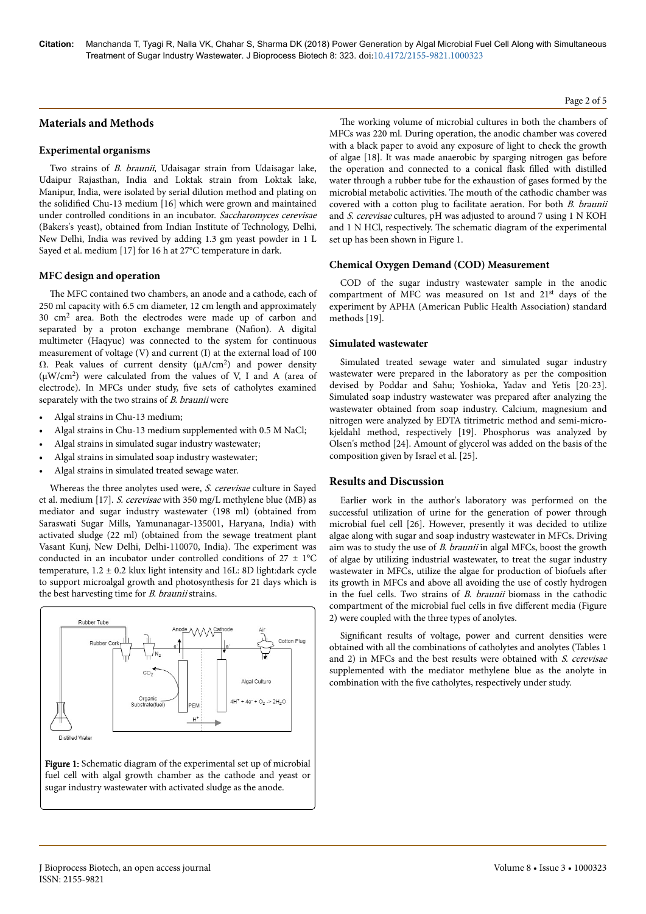## Materials and Methods

### Experimental organisms

Two strains of *B. braunii*, Udaisagar strain from Udaisagar lake, Udaipur Rajasthan, India and Loktak strain from Loktak lake, Manipur, India, were isolated by serial dilution method and plating on the solidified Chu-13 medium [16] which were grown and maintained under controlled conditions in an incubator. *Saccharomyces cerevisae* (Bakers's yeast), obtained from Indian Institute of Technology, Delhi, New Delhi, India was revived by adding 1.3 gm yeast powder in 1 L Sayed et al. medium [17] for 16 h at 27°C temperature in dark.

### MFC design and operation

The MFC contained two chambers, an anode and a cathode, each of 250 ml capacity with 6.5 cm diameter, 12 cm length and approximately 30 $cm^2$ area. Both the electrodes were made up of carbon and separated by a proton exchange membrane (Nafion). A digital multimeter (Haqyue) was connected to the system for continuous measurement of voltage (V) and current (I) at the external load of 100 Ω. Peak values of current density (μA/$cm^2$) and power density (μW/$cm^2$) were calculated from the values of V, I and A (area of electrode). In MFCs under study, five sets of catholytes examined separately with the two strains of *B. braunii* were

- Algal strains in Chu-13 medium;
- Algal strains in Chu-13 medium supplemented with 0.5 M NaCl;
- Algal strains in simulated sugar industry wastewater;
- Algal strains in simulated soap industry wastewater;
- Algal strains in simulated treated sewage water.

Whereas the three anolytes used were, *S. cerevisae* culture in Sayed et al. medium [17]. *S. cerevisae* with 350 mg/L methylene blue (MB) as mediator and sugar industry wastewater (198 ml) (obtained from Saraswati Sugar Mills, Yamunanagar-135001, Haryana, India) with activated sludge (22 ml) (obtained from the sewage treatment plant Vasant Kunj, New Delhi, Delhi-110070, India). The experiment was conducted in an incubator under controlled conditions of 27 ± 1°C temperature, 1.2 ± 0.2 klux light intensity and 16L: 8D light:dark cycle to support microalgal growth and photosynthesis for 21 days which is the best harvesting time for *B. braunii* strains.

Figure 1: Schematic diagram of the experimental set up of microbial fuel cell with algal growth chamber as the cathode and yeast or sugar industry wastewater with activated sludge as the anode.

The working volume of microbial cultures in both the chambers of MFCs was 220 ml. During operation, the anodic chamber was covered with a black paper to avoid any exposure of light to check the growth of algae [18]. It was made anaerobic by sparging nitrogen gas before the operation and connected to a conical flask filled with distilled water through a rubber tube for the exhaustion of gases formed by the microbial metabolic activities. The mouth of the cathodic chamber was covered with a cotton plug to facilitate aeration. For both *B. braunii* and *S. cerevisae* cultures, pH was adjusted to around 7 using 1 N KOH and 1 N HCl, respectively. The schematic diagram of the experimental set up has been shown in Figure 1.

### Chemical Oxygen Demand (COD) Measurement

COD of the sugar industry wastewater sample in the anodic compartment of MFC was measured on 1st and 21st days of the experiment by APHA (American Public Health Association) standard methods [19].

### Simulated wastewater

Simulated treated sewage water and simulated sugar industry wastewater were prepared in the laboratory as per the composition devised by Poddar and Sahu; Yoshioka, Yadav and Yetis [20-23]. Simulated soap industry wastewater was prepared after analyzing the wastewater obtained from soap industry. Calcium, magnesium and nitrogen were analyzed by EDTA titrimetric method and semi-micro-kjeldahl method, respectively [19]. Phosphorus was analyzed by Olsen's method [24]. Amount of glycerol was added on the basis of the composition given by Israel et al. [25].

## Results and Discussion

Earlier work in the author's laboratory was performed on the successful utilization of urine for the generation of power through microbial fuel cell [26]. However, presently it was decided to utilize algae along with sugar and soap industry wastewater in MFCs. Driving aim was to study the use of *B. braunii* in algal MFCs, boost the growth of algae by utilizing industrial wastewater, to treat the sugar industry wastewater in MFCs, utilize the algae for production of biofuels after its growth in MFCs and above all avoiding the use of costly hydrogen in the fuel cells. Two strains of *B. braunii* biomass in the cathodic compartment of the microbial fuel cells in five different media (Figure 2) were coupled with the three types of anolytes.

Significant results of voltage, power and current densities were obtained with all the combinations of catholytes and anolytes (Tables 1 and 2) in MFCs and the best results were obtained with *S. cerevisae* supplemented with the mediator methylene blue as the anolyte in combination with the five catholytes, respectively under study.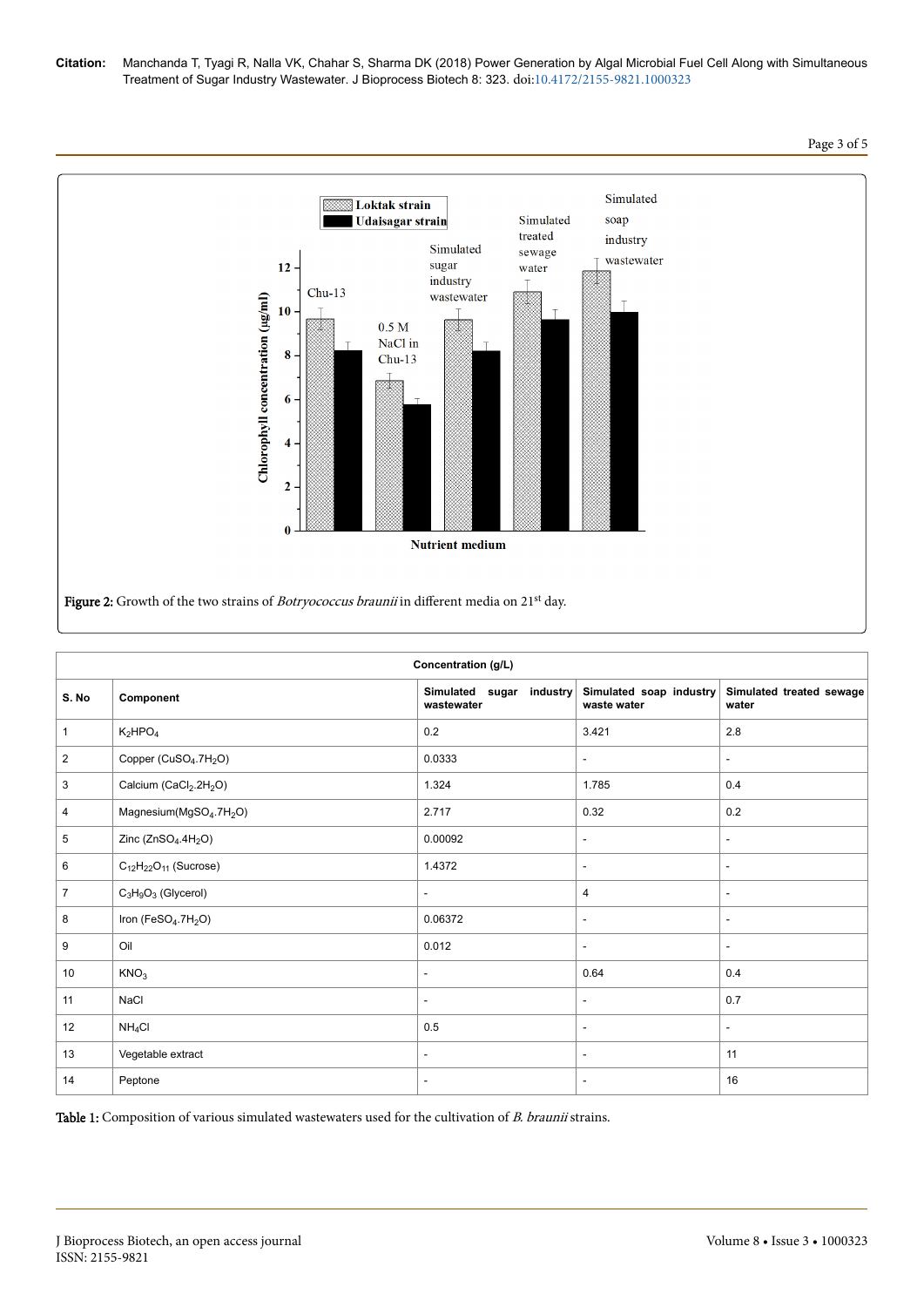Figure 2: Growth of the two strains of *Botryococcus braunii* in different media on 21st day.

| S. No | Component | Concentration (g/L) | | |
|---|---|---|---|---|
| | | Simulated sugar industry wastewater | Simulated soap industry waste water | Simulated treated sewage water |
| 1 | $K_2HPO_4$ | 0.2 | 3.421 | 2.8 |
| 2 | Copper ($CuSO_4.7H_2O$) | 0.0333 | - | - |
| 3 | Calcium ($CaCl_2.2H_2O$) | 1.324 | 1.785 | 0.4 |
| 4 | Magnesium($MgSO_4.7H_2O$) | 2.717 | 0.32 | 0.2 |
| 5 | Zinc ($ZnSO_4.4H_2O$) | 0.00092 | - | - |
| 6 | $C_{12}H_{22}O_{11}$ (Sucrose) | 1.4372 | - | - |
| 7 | $C_3H_9O_3$ (Glycerol) | - | 4 | - |
| 8 | Iron ($FeSO_4.7H_2O$) | 0.06372 | - | - |
| 9 | Oil | 0.012 | - | - |
| 10 | $KNO_3$ | - | 0.64 | 0.4 |
| 11 | NaCl | - | - | 0.7 |
| 12 | $NH_4Cl$ | 0.5 | - | - |
| 13 | Vegetable extract | - | - | 11 |
| 14 | Peptone | - | - | 16 |

Table 1: Composition of various simulated wastewaters used for the cultivation of *B. braunii* strains.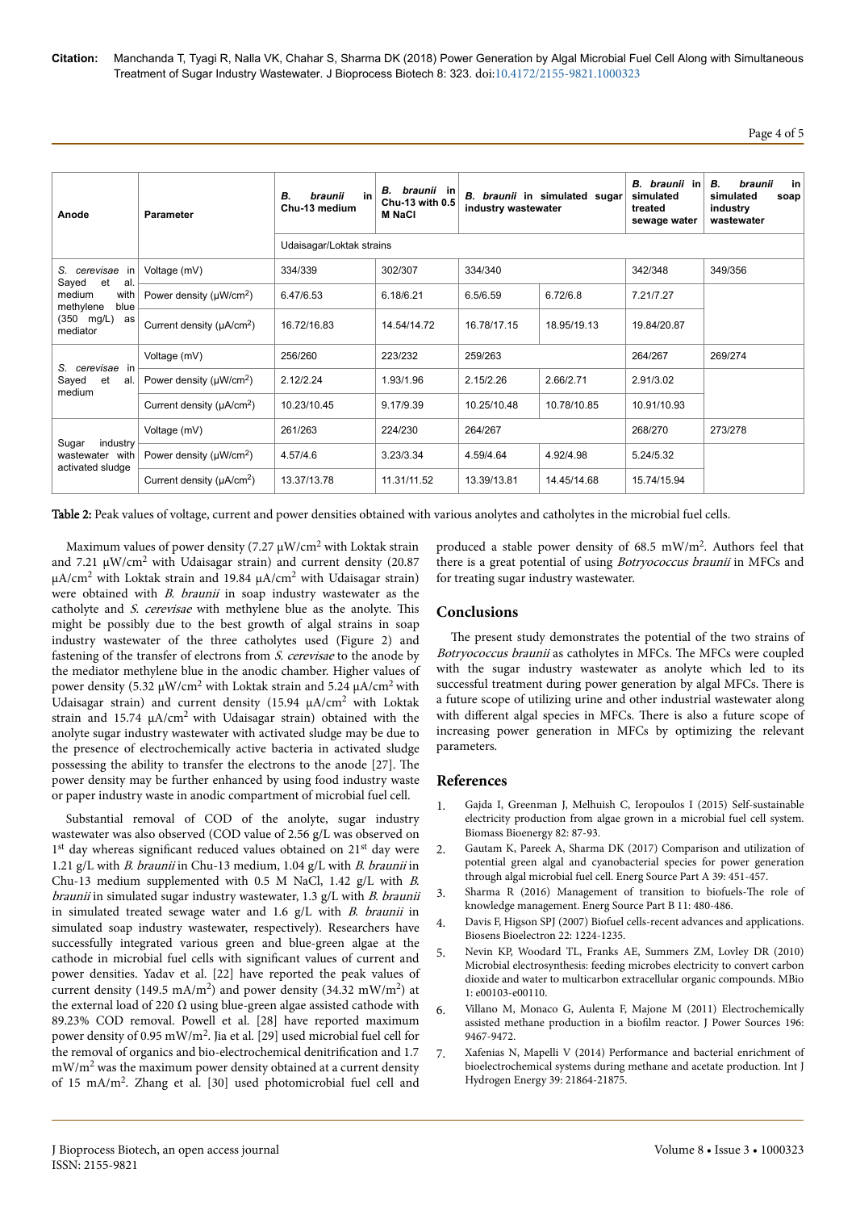| Anode | Parameter | *B. braunii* in Chu-13 medium | *B. braunii* in Chu-13 with 0.5 M NaCl | *B. braunii* in simulated sugar industry wastewater | | *B. braunii* in simulated treated sewage water | *B. braunii* in simulated soap industry wastewater |
|---|---|---|---|---|---|---|---|
| | | Udaisagar/Loktak strains | | | | | |
| *S. cerevisae* in Sayed et al. medium with methylene blue (350 mg/L) as mediator | Voltage (mV) | 334/339 | 302/307 | 334/340 | | 342/348 | 349/356 |
| | Power density (μW/cm²) | 6.47/6.53 | 6.18/6.21 | 6.5/6.59 | 6.72/6.8 | 7.21/7.27 | |
| | Current density (μA/cm²) | 16.72/16.83 | 14.54/14.72 | 16.78/17.15 | 18.95/19.13 | 19.84/20.87 | |
| *S. cerevisae* in Sayed et al. medium | Voltage (mV) | 256/260 | 223/232 | 259/263 | | 264/267 | 269/274 |
| | Power density (μW/cm²) | 2.12/2.24 | 1.93/1.96 | 2.15/2.26 | 2.66/2.71 | 2.91/3.02 | |
| | Current density (μA/cm²) | 10.23/10.45 | 9.17/9.39 | 10.25/10.48 | 10.78/10.85 | 10.91/10.93 | |
| Sugar industry wastewater with activated sludge | Voltage (mV) | 261/263 | 224/230 | 264/267 | | 268/270 | 273/278 |
| | Power density (μW/cm²) | 4.57/4.6 | 3.23/3.34 | 4.59/4.64 | 4.92/4.98 | 5.24/5.32 | |
| | Current density (μA/cm²) | 13.37/13.78 | 11.31/11.52 | 13.39/13.81 | 14.45/14.68 | 15.74/15.94 | |

**Table 2:** Peak values of voltage, current and power densities obtained with various anolytes and catholytes in the microbial fuel cells.

Maximum values of power density (7.27 μW/cm² with Loktak strain and 7.21 μW/cm² with Udaisagar strain) and current density (20.87 μA/cm² with Loktak strain and 19.84 μA/cm² with Udaisagar strain) were obtained with *B. braunii* in soap industry wastewater as the catholyte and *S. cerevisae* with methylene blue as the anolyte. This might be possibly due to the best growth of algal strains in soap industry wastewater of the three catholytes used (Figure 2) and fastening of the transfer of electrons from *S. cerevisae* to the anode by the mediator methylene blue in the anodic chamber. Higher values of power density (5.32 μW/cm² with Loktak strain and 5.24 μA/cm² with Udaisagar strain) and current density (15.94 μA/cm² with Loktak strain and 15.74 μA/cm² with Udaisagar strain) obtained with the anolyte sugar industry wastewater with activated sludge may be due to the presence of electrochemically active bacteria in activated sludge possessing the ability to transfer the electrons to the anode [27]. The power density may be further enhanced by using food industry waste or paper industry waste in anodic compartment of microbial fuel cell.

Substantial removal of COD of the anolyte, sugar industry wastewater was also observed (COD value of 2.56 g/L was observed on 1st day whereas significant reduced values obtained on 21st day were 1.21 g/L with *B. braunii* in Chu-13 medium, 1.04 g/L with *B. braunii* in Chu-13 medium supplemented with 0.5 M NaCl, 1.42 g/L with *B. braunii* in simulated sugar industry wastewater, 1.3 g/L with *B. braunii* in simulated treated sewage water and 1.6 g/L with *B. braunii* in simulated soap industry wastewater, respectively). Researchers have successfully integrated various green and blue-green algae at the cathode in microbial fuel cells with significant values of current and power densities. Yadav et al. [22] have reported the peak values of current density (149.5 mA/m²) and power density (34.32 mW/m²) at the external load of 220 Ω using blue-green algae assisted cathode with 89.23% COD removal. Powell et al. [28] have reported maximum power density of 0.95 mW/m². Jia et al. [29] used microbial fuel cell for the removal of organics and bio-electrochemical denitrification and 1.7 mW/m² was the maximum power density obtained at a current density of 15 mA/m². Zhang et al. [30] used photomicrobial fuel cell and produced a stable power density of 68.5 mW/m². Authors feel that there is a great potential of using *Botryococcus braunii* in MFCs and for treating sugar industry wastewater.

## Conclusions

The present study demonstrates the potential of the two strains of *Botryococcus braunii* as catholytes in MFCs. The MFCs were coupled with the sugar industry wastewater as anolyte which led to its successful treatment during power generation by algal MFCs. There is a future scope of utilizing urine and other industrial wastewater along with different algal species in MFCs. There is also a future scope of increasing power generation in MFCs by optimizing the relevant parameters.

## References

1. Gajda I, Greenman J, Melhuish C, Ieropoulos I (2015) Self-sustainable electricity production from algae grown in a microbial fuel cell system. Biomass Bioenergy 82: 87-93.
2. Gautam K, Pareek A, Sharma DK (2017) Comparison and utilization of potential green algal and cyanobacterial species for power generation through algal microbial fuel cell. Energ Source Part A 39: 451-457.
3. Sharma R (2016) Management of transition to biofuels-The role of knowledge management. Energ Source Part B 11: 480-486.
4. Davis F, Higson SPJ (2007) Biofuel cells-recent advances and applications. Biosens Bioelectron 22: 1224-1235.
5. Nevin KP, Woodard TL, Franks AE, Summers ZM, Lovley DR (2010) Microbial electrosynthesis: feeding microbes electricity to convert carbon dioxide and water to multicarbon extracellular organic compounds. MBio 1: e00103-e00110.
6. Villano M, Monaco G, Aulenta F, Majone M (2011) Electrochemically assisted methane production in a biofilm reactor. J Power Sources 196: 9467-9472.
7. Xafenias N, Mapelli V (2014) Performance and bacterial enrichment of bioelectrochemical systems during methane and acetate production. Int J Hydrogen Energy 39: 21864-21875.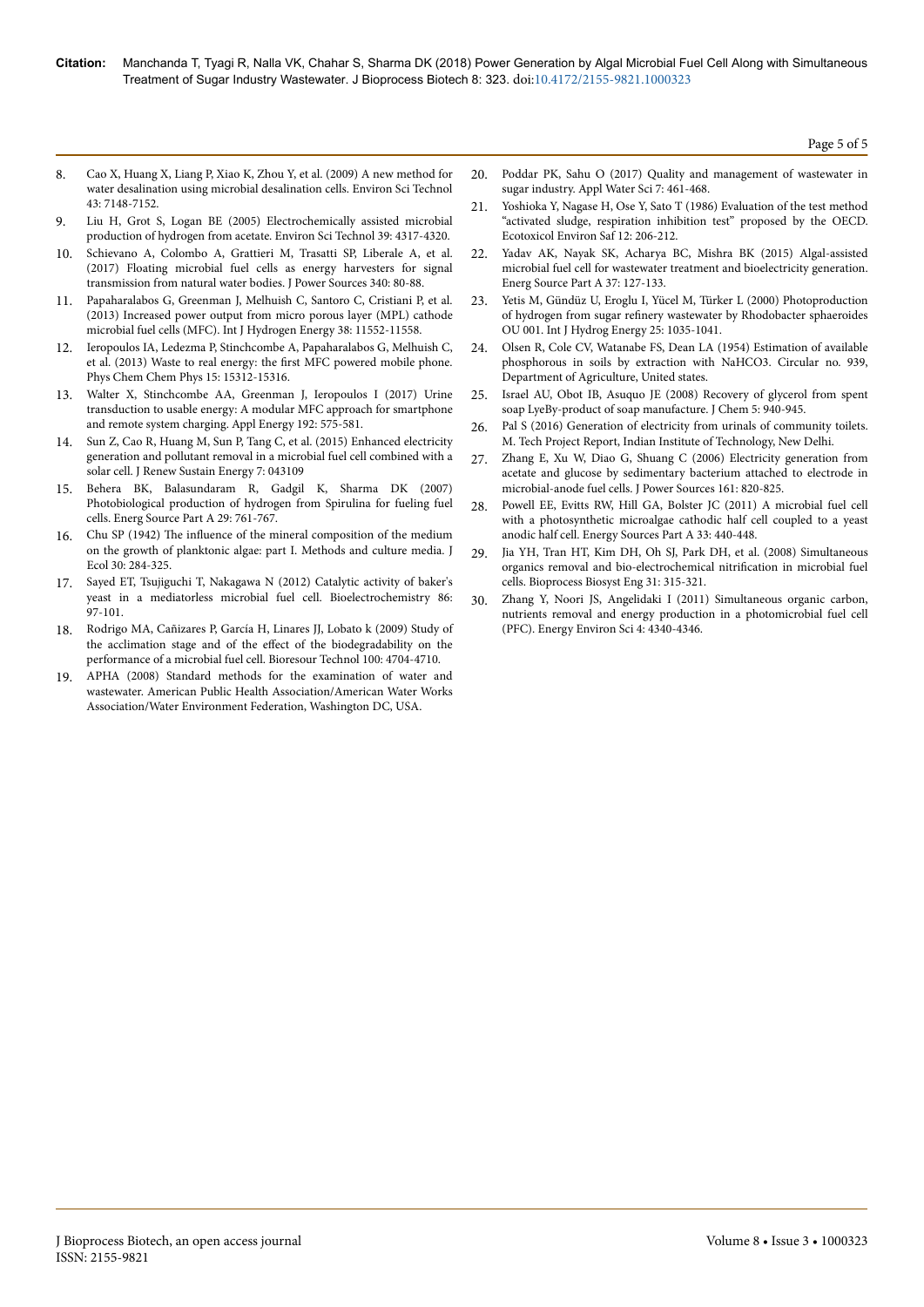8. Cao X, Huang X, Liang P, Xiao K, Zhou Y, et al. (2009) A new method for water desalination using microbial desalination cells. Environ Sci Technol 43: 7148-7152.
9. Liu H, Grot S, Logan BE (2005) Electrochemically assisted microbial production of hydrogen from acetate. Environ Sci Technol 39: 4317-4320.
10. Schievano A, Colombo A, Grattieri M, Trasatti SP, Liberale A, et al. (2017) Floating microbial fuel cells as energy harvesters for signal transmission from natural water bodies. J Power Sources 340: 80-88.
11. Papaharalabos G, Greenman J, Melhuish C, Santoro C, Cristiani P, et al. (2013) Increased power output from micro porous layer (MPL) cathode microbial fuel cells (MFC). Int J Hydrogen Energy 38: 11552-11558.
12. Ieropoulos IA, Ledezma P, Stinchcombe A, Papaharalabos G, Melhuish C, et al. (2013) Waste to real energy: the first MFC powered mobile phone. Phys Chem Chem Phys 15: 15312-15316.
13. Walter X, Stinchcombe AA, Greenman J, Ieropoulos I (2017) Urine transduction to usable energy: A modular MFC approach for smartphone and remote system charging. Appl Energy 192: 575-581.
14. Sun Z, Cao R, Huang M, Sun P, Tang C, et al. (2015) Enhanced electricity generation and pollutant removal in a microbial fuel cell combined with a solar cell. J Renew Sustain Energy 7: 043109
15. Behera BK, Balasundaram R, Gadgil K, Sharma DK (2007) Photobiological production of hydrogen from Spirulina for fueling fuel cells. Energ Source Part A 29: 761-767.
16. Chu SP (1942) The influence of the mineral composition of the medium on the growth of planktonic algae: part I. Methods and culture media. J Ecol 30: 284-325.
17. Sayed ET, Tsujiguchi T, Nakagawa N (2012) Catalytic activity of baker's yeast in a mediatorless microbial fuel cell. Bioelectrochemistry 86: 97-101.
18. Rodrigo MA, Cañizares P, García H, Linares JJ, Lobato k (2009) Study of the acclimation stage and of the effect of the biodegradability on the performance of a microbial fuel cell. Bioresour Technol 100: 4704-4710.
19. APHA (2008) Standard methods for the examination of water and wastewater. American Public Health Association/American Water Works Association/Water Environment Federation, Washington DC, USA.
20. Poddar PK, Sahu O (2017) Quality and management of wastewater in sugar industry. Appl Water Sci 7: 461-468.
21. Yoshioka Y, Nagase H, Ose Y, Sato T (1986) Evaluation of the test method "activated sludge, respiration inhibition test" proposed by the OECD. Ecotoxicol Environ Saf 12: 206-212.
22. Yadav AK, Nayak SK, Acharya BC, Mishra BK (2015) Algal-assisted microbial fuel cell for wastewater treatment and bioelectricity generation. Energ Source Part A 37: 127-133.
23. Yetis M, Gündüz U, Eroglu I, Yücel M, Türker L (2000) Photoproduction of hydrogen from sugar refinery wastewater by Rhodobacter sphaeroides OU 001. Int J Hydrog Energy 25: 1035-1041.
24. Olsen R, Cole CV, Watanabe FS, Dean LA (1954) Estimation of available phosphorous in soils by extraction with NaHCO3. Circular no. 939, Department of Agriculture, United states.
25. Israel AU, Obot IB, Asuquo JE (2008) Recovery of glycerol from spent soap LyeBy-product of soap manufacture. J Chem 5: 940-945.
26. Pal S (2016) Generation of electricity from urinals of community toilets. M. Tech Project Report, Indian Institute of Technology, New Delhi.
27. Zhang E, Xu W, Diao G, Shuang C (2006) Electricity generation from acetate and glucose by sedimentary bacterium attached to electrode in microbial-anode fuel cells. J Power Sources 161: 820-825.
28. Powell EE, Evitts RW, Hill GA, Bolster JC (2011) A microbial fuel cell with a photosynthetic microalgae cathodic half cell coupled to a yeast anodic half cell. Energy Sources Part A 33: 440-448.
29. Jia YH, Tran HT, Kim DH, Oh SJ, Park DH, et al. (2008) Simultaneous organics removal and bio-electrochemical nitrification in microbial fuel cells. Bioprocess Biosyst Eng 31: 315-321.
30. Zhang Y, Noori JS, Angelidaki I (2011) Simultaneous organic carbon, nutrients removal and energy production in a photomicrobial fuel cell (PFC). Energy Environ Sci 4: 4340-4346.